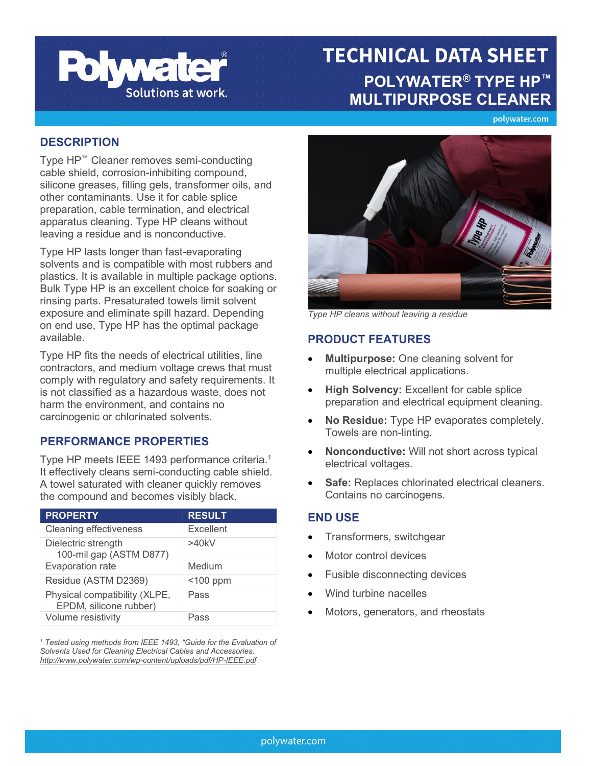# TECHNICAL DATA SHEET

## POLYWATER® TYPE HP™ MULTIPURPOSE CLEANER

## DESCRIPTION

Type HP™ Cleaner removes semi-conducting cable shield, corrosion-inhibiting compound, silicone greases, filling gels, transformer oils, and other contaminants. Use it for cable splice preparation, cable termination, and electrical apparatus cleaning. Type HP cleans without leaving a residue and is nonconductive.

Type HP lasts longer than fast-evaporating solvents and is compatible with most rubbers and plastics. It is available in multiple package options. Bulk Type HP is an excellent choice for soaking or rinsing parts. Presaturated towels limit solvent exposure and eliminate spill hazard. Depending on end use, Type HP has the optimal package available.

Type HP fits the needs of electrical utilities, line contractors, and medium voltage crews that must comply with regulatory and safety requirements. It is not classified as a hazardous waste, does not harm the environment, and contains no carcinogenic or chlorinated solvents.

## PERFORMANCE PROPERTIES

Type HP meets IEEE 1493 performance criteria.[1] It effectively cleans semi-conducting cable shield. A towel saturated with cleaner quickly removes the compound and becomes visibly black.

| PROPERTY | RESULT |
|---|---|
| Cleaning effectiveness | Excellent |
| Dielectric strength 100-mil gap (ASTM D877) | >40kV |
| Evaporation rate | Medium |
| Residue (ASTM D2369) | <100 ppm |
| Physical compatibility (XLPE, EPDM, silicone rubber) | Pass |
| Volume resistivity | Pass |

*[1] Tested using methods from IEEE 1493, "Guide for the Evaluation of Solvents Used for Cleaning Electrical Cables and Accessories. http://www.polywater.com/wp-content/uploads/pdf/HP-IEEE.pdf*

*Type HP cleans without leaving a residue*

## PRODUCT FEATURES

- **Multipurpose:** One cleaning solvent for multiple electrical applications.
- **High Solvency:** Excellent for cable splice preparation and electrical equipment cleaning.
- **No Residue:** Type HP evaporates completely. Towels are non-linting.
- **Nonconductive:** Will not short across typical electrical voltages.
- **Safe:** Replaces chlorinated electrical cleaners. Contains no carcinogens.

## END USE

- Transformers, switchgear
- Motor control devices
- Fusible disconnecting devices
- Wind turbine nacelles
- Motors, generators, and rheostats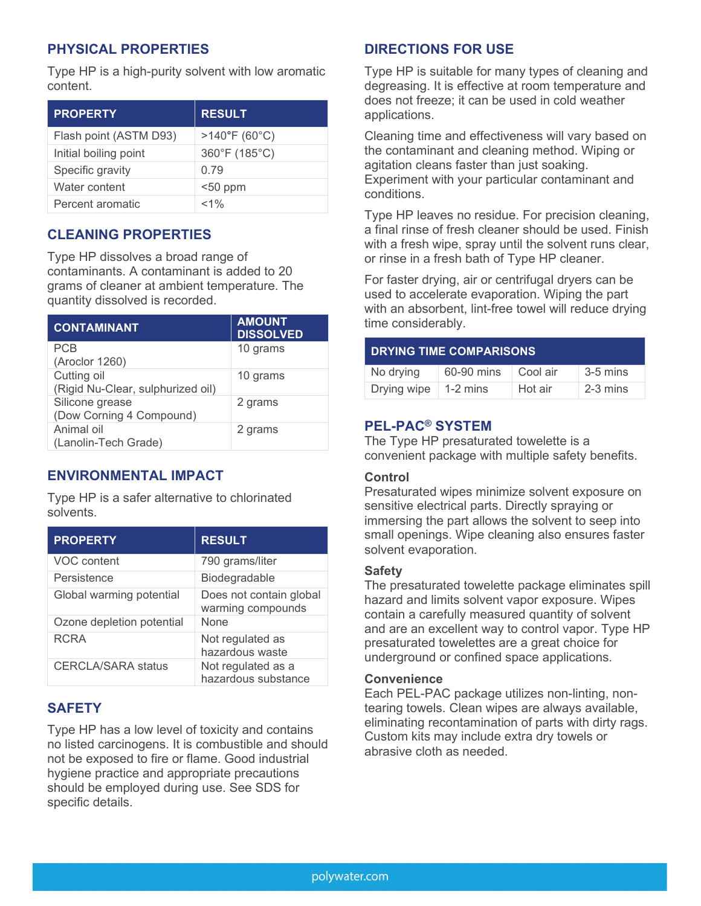## PHYSICAL PROPERTIES

Type HP is a high-purity solvent with low aromatic content.

| PROPERTY | RESULT |
|---|---|
| Flash point (ASTM D93) | >140°F (60°C) |
| Initial boiling point | 360°F (185°C) |
| Specific gravity | 0.79 |
| Water content | <50 ppm |
| Percent aromatic | <1% |

## CLEANING PROPERTIES

Type HP dissolves a broad range of contaminants. A contaminant is added to 20 grams of cleaner at ambient temperature. The quantity dissolved is recorded.

| CONTAMINANT | AMOUNT DISSOLVED |
|---|---|
| PCB (Aroclor 1260) | 10 grams |
| Cutting oil (Rigid Nu-Clear, sulphurized oil) | 10 grams |
| Silicone grease (Dow Corning 4 Compound) | 2 grams |
| Animal oil (Lanolin-Tech Grade) | 2 grams |

## ENVIRONMENTAL IMPACT

Type HP is a safer alternative to chlorinated solvents.

| PROPERTY | RESULT |
|---|---|
| VOC content | 790 grams/liter |
| Persistence | Biodegradable |
| Global warming potential | Does not contain global warming compounds |
| Ozone depletion potential | None |
| RCRA | Not regulated as hazardous waste |
| CERCLA/SARA status | Not regulated as a hazardous substance |

## SAFETY

Type HP has a low level of toxicity and contains no listed carcinogens. It is combustible and should not be exposed to fire or flame. Good industrial hygiene practice and appropriate precautions should be employed during use. See SDS for specific details.

## DIRECTIONS FOR USE

Type HP is suitable for many types of cleaning and degreasing. It is effective at room temperature and does not freeze; it can be used in cold weather applications.

Cleaning time and effectiveness will vary based on the contaminant and cleaning method. Wiping or agitation cleans faster than just soaking. Experiment with your particular contaminant and conditions.

Type HP leaves no residue. For precision cleaning, a final rinse of fresh cleaner should be used. Finish with a fresh wipe, spray until the solvent runs clear, or rinse in a fresh bath of Type HP cleaner.

For faster drying, air or centrifugal dryers can be used to accelerate evaporation. Wiping the part with an absorbent, lint-free towel will reduce drying time considerably.

| DRYING TIME COMPARISONS | | | |
|---|---|---|---|
| No drying | 60-90 mins | Cool air | 3-5 mins |
| Drying wipe | 1-2 mins | Hot air | 2-3 mins |

## PEL-PAC® SYSTEM

The Type HP presaturated towelette is a convenient package with multiple safety benefits.

**Control**
Presaturated wipes minimize solvent exposure on sensitive electrical parts. Directly spraying or immersing the part allows the solvent to seep into small openings. Wipe cleaning also ensures faster solvent evaporation.

**Safety**
The presaturated towelette package eliminates spill hazard and limits solvent vapor exposure. Wipes contain a carefully measured quantity of solvent and are an excellent way to control vapor. Type HP presaturated towelettes are a great choice for underground or confined space applications.

**Convenience**
Each PEL-PAC package utilizes non-linting, non-tearing towels. Clean wipes are always available, eliminating recontamination of parts with dirty rags. Custom kits may include extra dry towels or abrasive cloth as needed.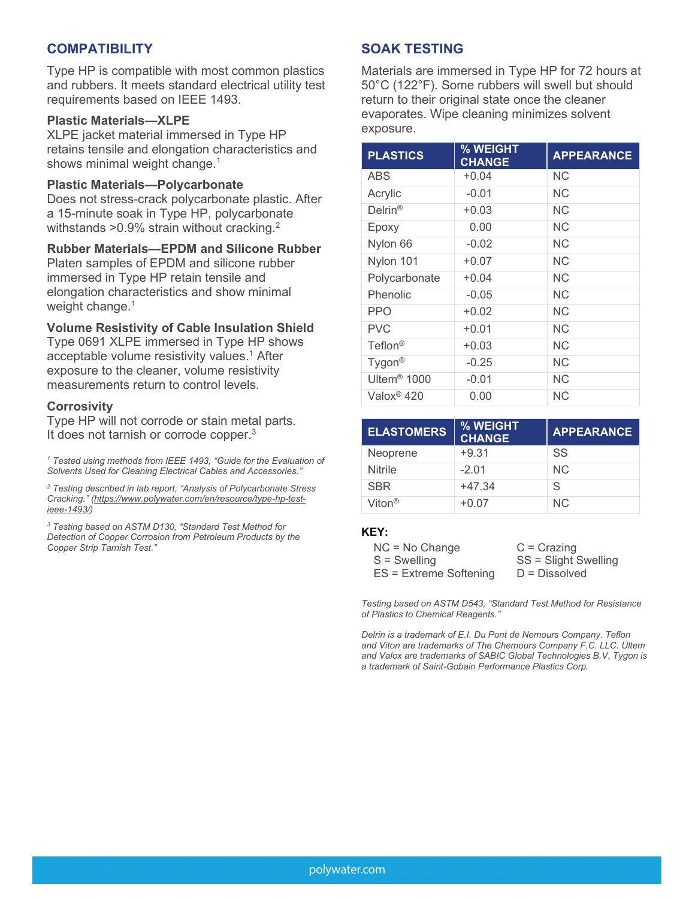## COMPATIBILITY

Type HP is compatible with most common plastics and rubbers. It meets standard electrical utility test requirements based on IEEE 1493.

### Plastic Materials—XLPE

XLPE jacket material immersed in Type HP retains tensile and elongation characteristics and shows minimal weight change.[1]

### Plastic Materials—Polycarbonate

Does not stress-crack polycarbonate plastic. After a 15-minute soak in Type HP, polycarbonate withstands >0.9% strain without cracking.[2]

### Rubber Materials—EPDM and Silicone Rubber

Platen samples of EPDM and silicone rubber immersed in Type HP retain tensile and elongation characteristics and show minimal weight change.[1]

### Volume Resistivity of Cable Insulation Shield

Type 0691 XLPE immersed in Type HP shows acceptable volume resistivity values.[1] After exposure to the cleaner, volume resistivity measurements return to control levels.

### Corrosivity

Type HP will not corrode or stain metal parts. It does not tarnish or corrode copper.[3]

*[1] Tested using methods from IEEE 1493, "Guide for the Evaluation of Solvents Used for Cleaning Electrical Cables and Accessories."*

*[2] Testing described in lab report, "Analysis of Polycarbonate Stress Cracking." (https://www.polywater.com/en/resource/type-hp-test-ieee-1493/)*

*[3] Testing based on ASTM D130, "Standard Test Method for Detection of Copper Corrosion from Petroleum Products by the Copper Strip Tarnish Test."*

## SOAK TESTING

Materials are immersed in Type HP for 72 hours at 50°C (122°F). Some rubbers will swell but should return to their original state once the cleaner evaporates. Wipe cleaning minimizes solvent exposure.

| PLASTICS | % WEIGHT CHANGE | APPEARANCE |
|---|---|---|
| ABS | +0.04 | NC |
| Acrylic | -0.01 | NC |
| Delrin® | +0.03 | NC |
| Epoxy | 0.00 | NC |
| Nylon 66 | -0.02 | NC |
| Nylon 101 | +0.07 | NC |
| Polycarbonate | +0.04 | NC |
| Phenolic | -0.05 | NC |
| PPO | +0.02 | NC |
| PVC | +0.01 | NC |
| Teflon® | +0.03 | NC |
| Tygon® | -0.25 | NC |
| Ultem® 1000 | -0.01 | NC |
| Valox® 420 | 0.00 | NC |

| ELASTOMERS | % WEIGHT CHANGE | APPEARANCE |
|---|---|---|
| Neoprene | +9.31 | SS |
| Nitrile | -2.01 | NC |
| SBR | +47.34 | S |
| Viton® | +0.07 | NC |

**KEY:**

- NC = No Change
- S = Swelling
- ES = Extreme Softening
- C = Crazing
- SS = Slight Swelling
- D = Dissolved

*Testing based on ASTM D543, "Standard Test Method for Resistance of Plastics to Chemical Reagents."*

*Delrin is a trademark of E.I. Du Pont de Nemours Company. Teflon and Viton are trademarks of The Chemours Company F.C. LLC. Ultem and Valox are trademarks of SABIC Global Technologies B.V. Tygon is a trademark of Saint-Gobain Performance Plastics Corp.*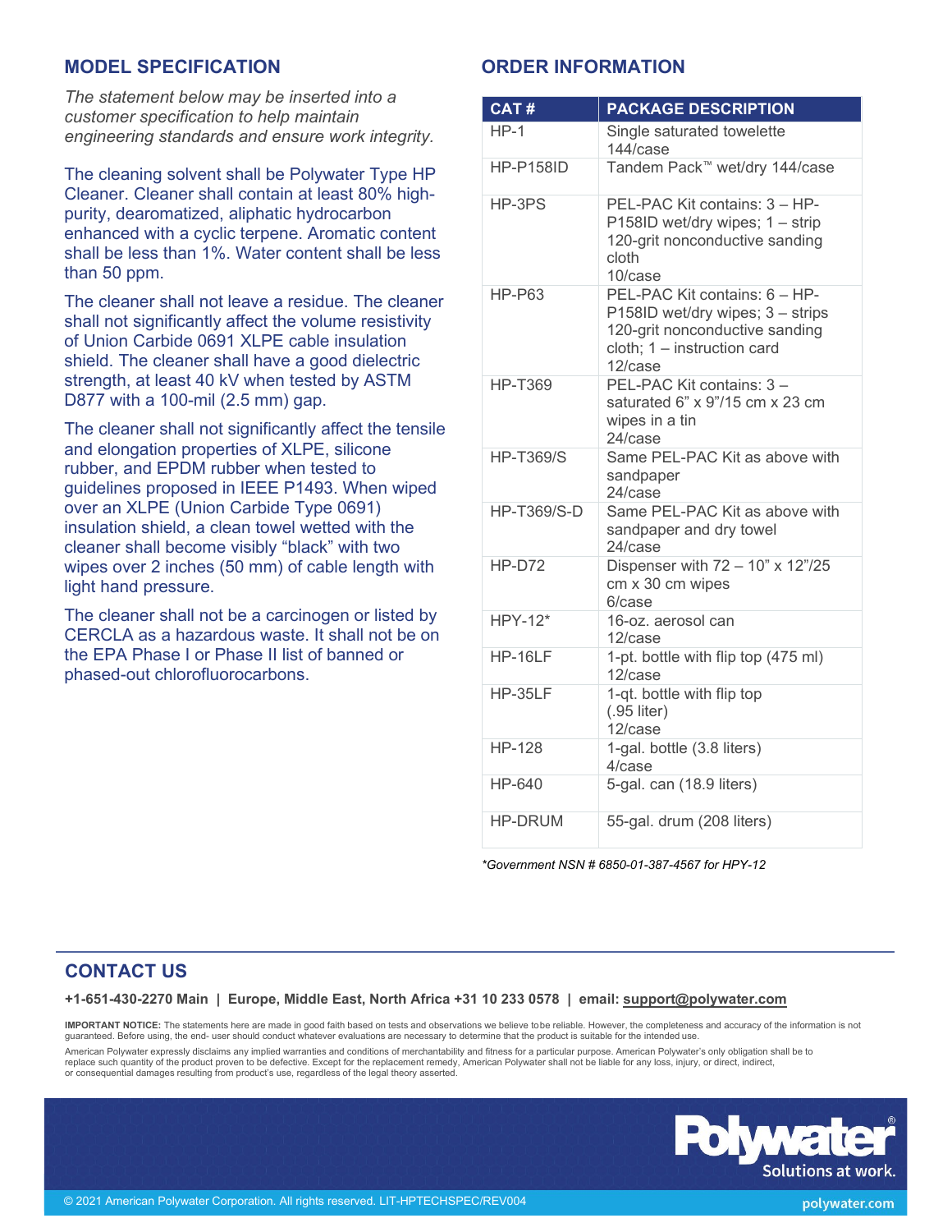## MODEL SPECIFICATION

*The statement below may be inserted into a customer specification to help maintain engineering standards and ensure work integrity.*

The cleaning solvent shall be Polywater Type HP Cleaner. Cleaner shall contain at least 80% high-purity, dearomatized, aliphatic hydrocarbon enhanced with a cyclic terpene. Aromatic content shall be less than 1%. Water content shall be less than 50 ppm.

The cleaner shall not leave a residue. The cleaner shall not significantly affect the volume resistivity of Union Carbide 0691 XLPE cable insulation shield. The cleaner shall have a good dielectric strength, at least 40 kV when tested by ASTM D877 with a 100-mil (2.5 mm) gap.

The cleaner shall not significantly affect the tensile and elongation properties of XLPE, silicone rubber, and EPDM rubber when tested to guidelines proposed in IEEE P1493. When wiped over an XLPE (Union Carbide Type 0691) insulation shield, a clean towel wetted with the cleaner shall become visibly "black" with two wipes over 2 inches (50 mm) of cable length with light hand pressure.

The cleaner shall not be a carcinogen or listed by CERCLA as a hazardous waste. It shall not be on the EPA Phase I or Phase II list of banned or phased-out chlorofluorocarbons.

## ORDER INFORMATION

| CAT # | PACKAGE DESCRIPTION |
|---|---|
| HP-1 | Single saturated towelette 144/case |
| HP-P158ID | Tandem Pack™ wet/dry 144/case |
| HP-3PS | PEL-PAC Kit contains: 3 – HP-P158ID wet/dry wipes; 1 – strip 120-grit nonconductive sanding cloth 10/case |
| HP-P63 | PEL-PAC Kit contains: 6 – HP-P158ID wet/dry wipes; 3 – strips 120-grit nonconductive sanding cloth; 1 – instruction card 12/case |
| HP-T369 | PEL-PAC Kit contains: 3 – saturated 6" x 9"/15 cm x 23 cm wipes in a tin 24/case |
| HP-T369/S | Same PEL-PAC Kit as above with sandpaper 24/case |
| HP-T369/S-D | Same PEL-PAC Kit as above with sandpaper and dry towel 24/case |
| HP-D72 | Dispenser with 72 – 10" x 12"/25 cm x 30 cm wipes 6/case |
| HPY-12* | 16-oz. aerosol can 12/case |
| HP-16LF | 1-pt. bottle with flip top (475 ml) 12/case |
| HP-35LF | 1-qt. bottle with flip top (.95 liter) 12/case |
| HP-128 | 1-gal. bottle (3.8 liters) 4/case |
| HP-640 | 5-gal. can (18.9 liters) |
| HP-DRUM | 55-gal. drum (208 liters) |

*\*Government NSN # 6850-01-387-4567 for HPY-12*

## CONTACT US

**+1-651-430-2270 Main | Europe, Middle East, North Africa +31 10 233 0578 | email: support@polywater.com**

**IMPORTANT NOTICE:** The statements here are made in good faith based on tests and observations we believe to be reliable. However, the completeness and accuracy of the information is not guaranteed. Before using, the end- user should conduct whatever evaluations are necessary to determine that the product is suitable for the intended use.

American Polywater expressly disclaims any implied warranties and conditions of merchantability and fitness for a particular purpose. American Polywater's only obligation shall be to replace such quantity of the product proven to be defective. Except for the replacement remedy, American Polywater shall not be liable for any loss, injury, or direct, indirect, or consequential damages resulting from product's use, regardless of the legal theory asserted.

Polywater® Solutions at work.

© 2021 American Polywater Corporation. All rights reserved. LIT-HPTECHSPEC/REV004

polywater.com